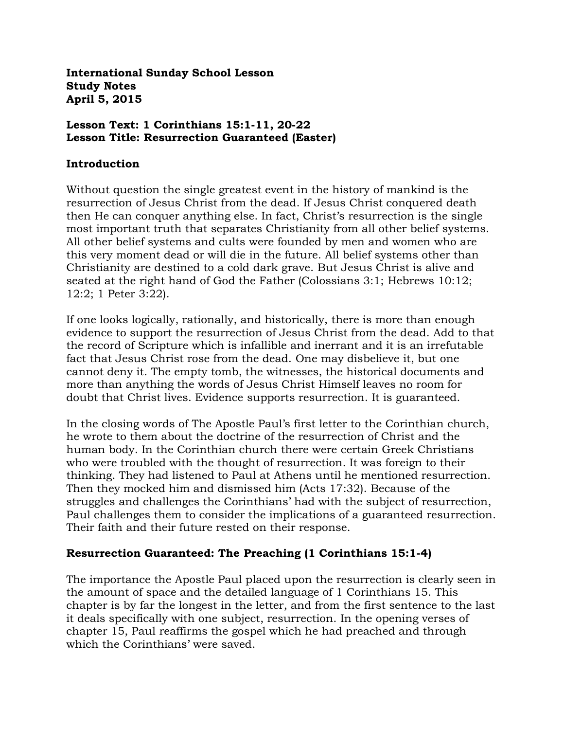**International Sunday School Lesson**
**Study Notes**
**April 5, 2015**

**Lesson Text: 1 Corinthians 15:1-11, 20-22**
**Lesson Title: Resurrection Guaranteed (Easter)**

## Introduction

Without question the single greatest event in the history of mankind is the resurrection of Jesus Christ from the dead. If Jesus Christ conquered death then He can conquer anything else. In fact, Christ's resurrection is the single most important truth that separates Christianity from all other belief systems. All other belief systems and cults were founded by men and women who are this very moment dead or will die in the future. All belief systems other than Christianity are destined to a cold dark grave. But Jesus Christ is alive and seated at the right hand of God the Father (Colossians 3:1; Hebrews 10:12; 12:2; 1 Peter 3:22).

If one looks logically, rationally, and historically, there is more than enough evidence to support the resurrection of Jesus Christ from the dead. Add to that the record of Scripture which is infallible and inerrant and it is an irrefutable fact that Jesus Christ rose from the dead. One may disbelieve it, but one cannot deny it. The empty tomb, the witnesses, the historical documents and more than anything the words of Jesus Christ Himself leaves no room for doubt that Christ lives. Evidence supports resurrection. It is guaranteed.

In the closing words of The Apostle Paul's first letter to the Corinthian church, he wrote to them about the doctrine of the resurrection of Christ and the human body. In the Corinthian church there were certain Greek Christians who were troubled with the thought of resurrection. It was foreign to their thinking. They had listened to Paul at Athens until he mentioned resurrection. Then they mocked him and dismissed him (Acts 17:32). Because of the struggles and challenges the Corinthians' had with the subject of resurrection, Paul challenges them to consider the implications of a guaranteed resurrection. Their faith and their future rested on their response.

## Resurrection Guaranteed: The Preaching (1 Corinthians 15:1-4)

The importance the Apostle Paul placed upon the resurrection is clearly seen in the amount of space and the detailed language of 1 Corinthians 15. This chapter is by far the longest in the letter, and from the first sentence to the last it deals specifically with one subject, resurrection. In the opening verses of chapter 15, Paul reaffirms the gospel which he had preached and through which the Corinthians' were saved.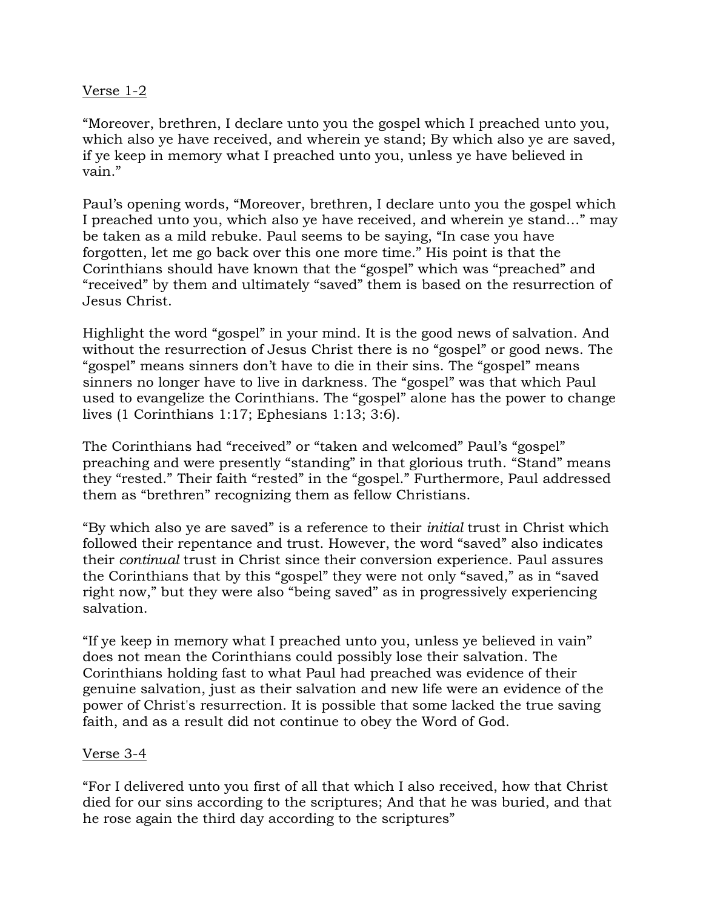<u>Verse 1-2</u>

"Moreover, brethren, I declare unto you the gospel which I preached unto you, which also ye have received, and wherein ye stand; By which also ye are saved, if ye keep in memory what I preached unto you, unless ye have believed in vain."

Paul's opening words, "Moreover, brethren, I declare unto you the gospel which I preached unto you, which also ye have received, and wherein ye stand…" may be taken as a mild rebuke. Paul seems to be saying, "In case you have forgotten, let me go back over this one more time." His point is that the Corinthians should have known that the "gospel" which was "preached" and "received" by them and ultimately "saved" them is based on the resurrection of Jesus Christ.

Highlight the word "gospel" in your mind. It is the good news of salvation. And without the resurrection of Jesus Christ there is no "gospel" or good news. The "gospel" means sinners don't have to die in their sins. The "gospel" means sinners no longer have to live in darkness. The "gospel" was that which Paul used to evangelize the Corinthians. The "gospel" alone has the power to change lives (1 Corinthians 1:17; Ephesians 1:13; 3:6).

The Corinthians had "received" or "taken and welcomed" Paul's "gospel" preaching and were presently "standing" in that glorious truth. "Stand" means they "rested." Their faith "rested" in the "gospel." Furthermore, Paul addressed them as "brethren" recognizing them as fellow Christians.

"By which also ye are saved" is a reference to their *initial* trust in Christ which followed their repentance and trust. However, the word "saved" also indicates their *continual* trust in Christ since their conversion experience. Paul assures the Corinthians that by this "gospel" they were not only "saved," as in "saved right now," but they were also "being saved" as in progressively experiencing salvation.

"If ye keep in memory what I preached unto you, unless ye believed in vain" does not mean the Corinthians could possibly lose their salvation. The Corinthians holding fast to what Paul had preached was evidence of their genuine salvation, just as their salvation and new life were an evidence of the power of Christ's resurrection. It is possible that some lacked the true saving faith, and as a result did not continue to obey the Word of God.

<u>Verse 3-4</u>

"For I delivered unto you first of all that which I also received, how that Christ died for our sins according to the scriptures; And that he was buried, and that he rose again the third day according to the scriptures"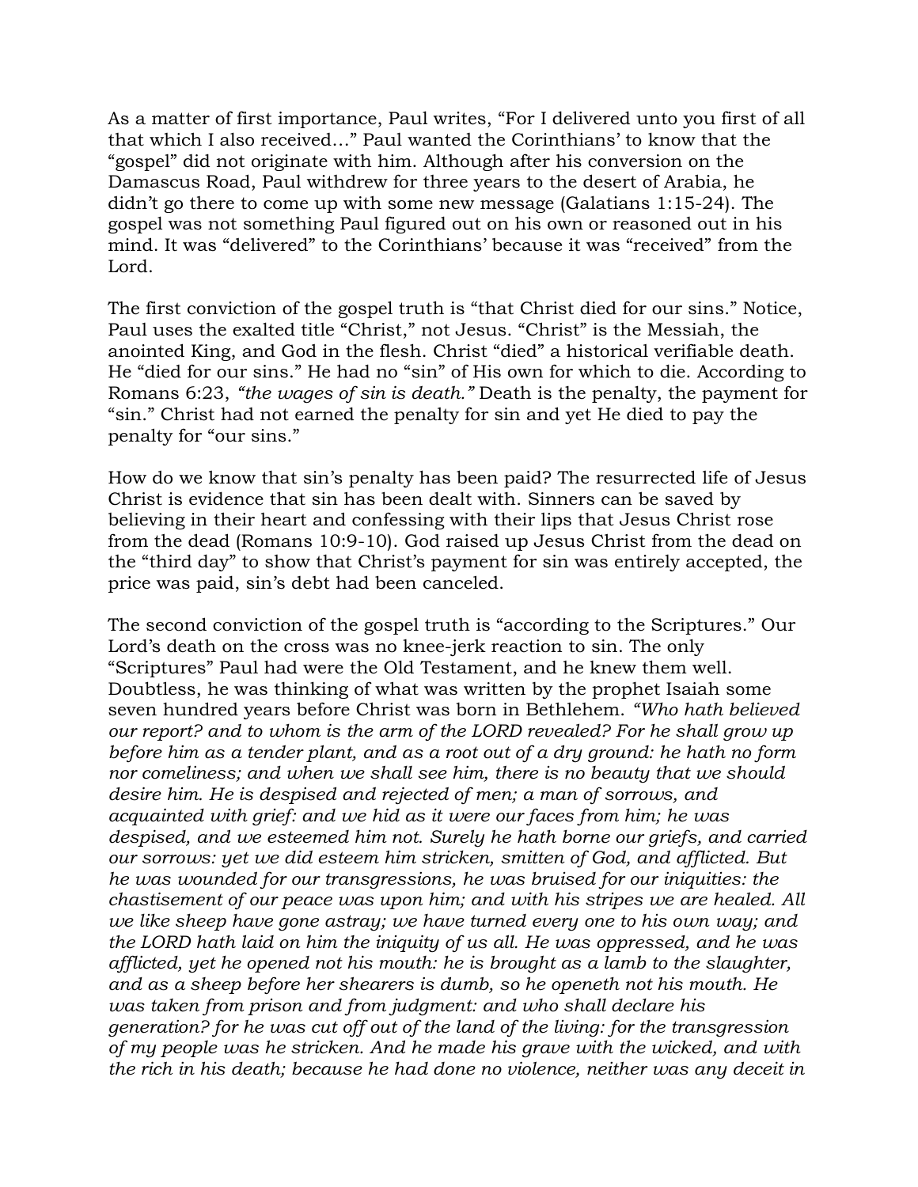As a matter of first importance, Paul writes, "For I delivered unto you first of all that which I also received…" Paul wanted the Corinthians' to know that the "gospel" did not originate with him. Although after his conversion on the Damascus Road, Paul withdrew for three years to the desert of Arabia, he didn't go there to come up with some new message (Galatians 1:15-24). The gospel was not something Paul figured out on his own or reasoned out in his mind. It was "delivered" to the Corinthians' because it was "received" from the Lord.

The first conviction of the gospel truth is "that Christ died for our sins." Notice, Paul uses the exalted title "Christ," not Jesus. "Christ" is the Messiah, the anointed King, and God in the flesh. Christ "died" a historical verifiable death. He "died for our sins." He had no "sin" of His own for which to die. According to Romans 6:23, *"the wages of sin is death."* Death is the penalty, the payment for "sin." Christ had not earned the penalty for sin and yet He died to pay the penalty for "our sins."

How do we know that sin's penalty has been paid? The resurrected life of Jesus Christ is evidence that sin has been dealt with. Sinners can be saved by believing in their heart and confessing with their lips that Jesus Christ rose from the dead (Romans 10:9-10). God raised up Jesus Christ from the dead on the "third day" to show that Christ's payment for sin was entirely accepted, the price was paid, sin's debt had been canceled.

The second conviction of the gospel truth is "according to the Scriptures." Our Lord's death on the cross was no knee-jerk reaction to sin. The only "Scriptures" Paul had were the Old Testament, and he knew them well. Doubtless, he was thinking of what was written by the prophet Isaiah some seven hundred years before Christ was born in Bethlehem. *"Who hath believed our report? and to whom is the arm of the LORD revealed? For he shall grow up before him as a tender plant, and as a root out of a dry ground: he hath no form nor comeliness; and when we shall see him, there is no beauty that we should desire him. He is despised and rejected of men; a man of sorrows, and acquainted with grief: and we hid as it were our faces from him; he was despised, and we esteemed him not. Surely he hath borne our griefs, and carried our sorrows: yet we did esteem him stricken, smitten of God, and afflicted. But he was wounded for our transgressions, he was bruised for our iniquities: the chastisement of our peace was upon him; and with his stripes we are healed. All we like sheep have gone astray; we have turned every one to his own way; and the LORD hath laid on him the iniquity of us all. He was oppressed, and he was afflicted, yet he opened not his mouth: he is brought as a lamb to the slaughter, and as a sheep before her shearers is dumb, so he openeth not his mouth. He was taken from prison and from judgment: and who shall declare his generation? for he was cut off out of the land of the living: for the transgression of my people was he stricken. And he made his grave with the wicked, and with the rich in his death; because he had done no violence, neither was any deceit in*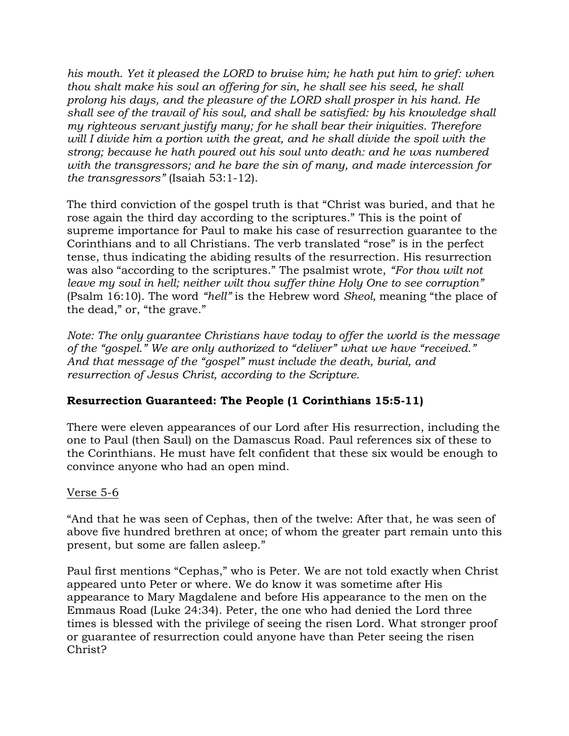*his mouth. Yet it pleased the LORD to bruise him; he hath put him to grief: when thou shalt make his soul an offering for sin, he shall see his seed, he shall prolong his days, and the pleasure of the LORD shall prosper in his hand. He shall see of the travail of his soul, and shall be satisfied: by his knowledge shall my righteous servant justify many; for he shall bear their iniquities. Therefore will I divide him a portion with the great, and he shall divide the spoil with the strong; because he hath poured out his soul unto death: and he was numbered with the transgressors; and he bare the sin of many, and made intercession for the transgressors"* (Isaiah 53:1-12).

The third conviction of the gospel truth is that "Christ was buried, and that he rose again the third day according to the scriptures." This is the point of supreme importance for Paul to make his case of resurrection guarantee to the Corinthians and to all Christians. The verb translated "rose" is in the perfect tense, thus indicating the abiding results of the resurrection. His resurrection was also "according to the scriptures." The psalmist wrote, *"For thou wilt not leave my soul in hell; neither wilt thou suffer thine Holy One to see corruption"* (Psalm 16:10). The word *"hell"* is the Hebrew word *Sheol,* meaning "the place of the dead," or, "the grave."

*Note: The only guarantee Christians have today to offer the world is the message of the "gospel." We are only authorized to "deliver" what we have "received." And that message of the "gospel" must include the death, burial, and resurrection of Jesus Christ, according to the Scripture.*

**Resurrection Guaranteed: The People (1 Corinthians 15:5-11)**

There were eleven appearances of our Lord after His resurrection, including the one to Paul (then Saul) on the Damascus Road. Paul references six of these to the Corinthians. He must have felt confident that these six would be enough to convince anyone who had an open mind.

<u>Verse 5-6</u>

"And that he was seen of Cephas, then of the twelve: After that, he was seen of above five hundred brethren at once; of whom the greater part remain unto this present, but some are fallen asleep."

Paul first mentions "Cephas," who is Peter. We are not told exactly when Christ appeared unto Peter or where. We do know it was sometime after His appearance to Mary Magdalene and before His appearance to the men on the Emmaus Road (Luke 24:34). Peter, the one who had denied the Lord three times is blessed with the privilege of seeing the risen Lord. What stronger proof or guarantee of resurrection could anyone have than Peter seeing the risen Christ?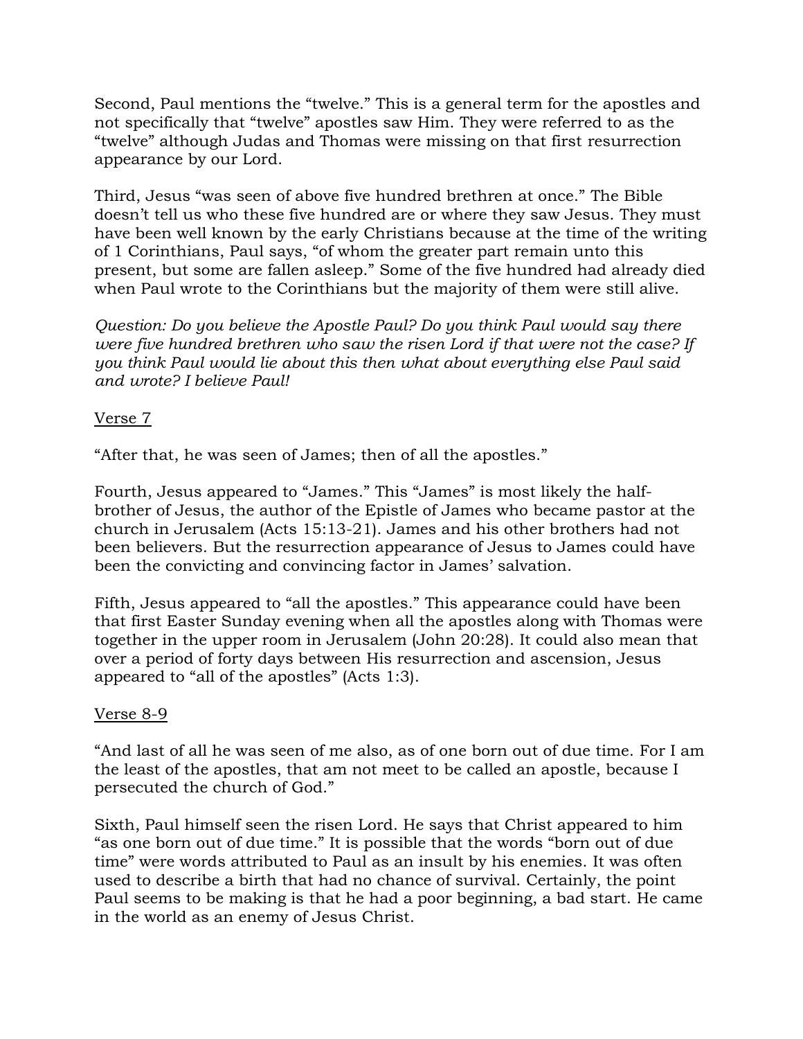Second, Paul mentions the “twelve.” This is a general term for the apostles and not specifically that “twelve” apostles saw Him. They were referred to as the “twelve” although Judas and Thomas were missing on that first resurrection appearance by our Lord.

Third, Jesus “was seen of above five hundred brethren at once.” The Bible doesn’t tell us who these five hundred are or where they saw Jesus. They must have been well known by the early Christians because at the time of the writing of 1 Corinthians, Paul says, “of whom the greater part remain unto this present, but some are fallen asleep.” Some of the five hundred had already died when Paul wrote to the Corinthians but the majority of them were still alive.

*Question: Do you believe the Apostle Paul? Do you think Paul would say there were five hundred brethren who saw the risen Lord if that were not the case? If you think Paul would lie about this then what about everything else Paul said and wrote? I believe Paul!*

<u>Verse 7</u>

“After that, he was seen of James; then of all the apostles.”

Fourth, Jesus appeared to “James.” This “James” is most likely the half-brother of Jesus, the author of the Epistle of James who became pastor at the church in Jerusalem (Acts 15:13-21). James and his other brothers had not been believers. But the resurrection appearance of Jesus to James could have been the convicting and convincing factor in James’ salvation.

Fifth, Jesus appeared to “all the apostles.” This appearance could have been that first Easter Sunday evening when all the apostles along with Thomas were together in the upper room in Jerusalem (John 20:28). It could also mean that over a period of forty days between His resurrection and ascension, Jesus appeared to “all of the apostles” (Acts 1:3).

<u>Verse 8-9</u>

“And last of all he was seen of me also, as of one born out of due time. For I am the least of the apostles, that am not meet to be called an apostle, because I persecuted the church of God.”

Sixth, Paul himself seen the risen Lord. He says that Christ appeared to him “as one born out of due time.” It is possible that the words “born out of due time” were words attributed to Paul as an insult by his enemies. It was often used to describe a birth that had no chance of survival. Certainly, the point Paul seems to be making is that he had a poor beginning, a bad start. He came in the world as an enemy of Jesus Christ.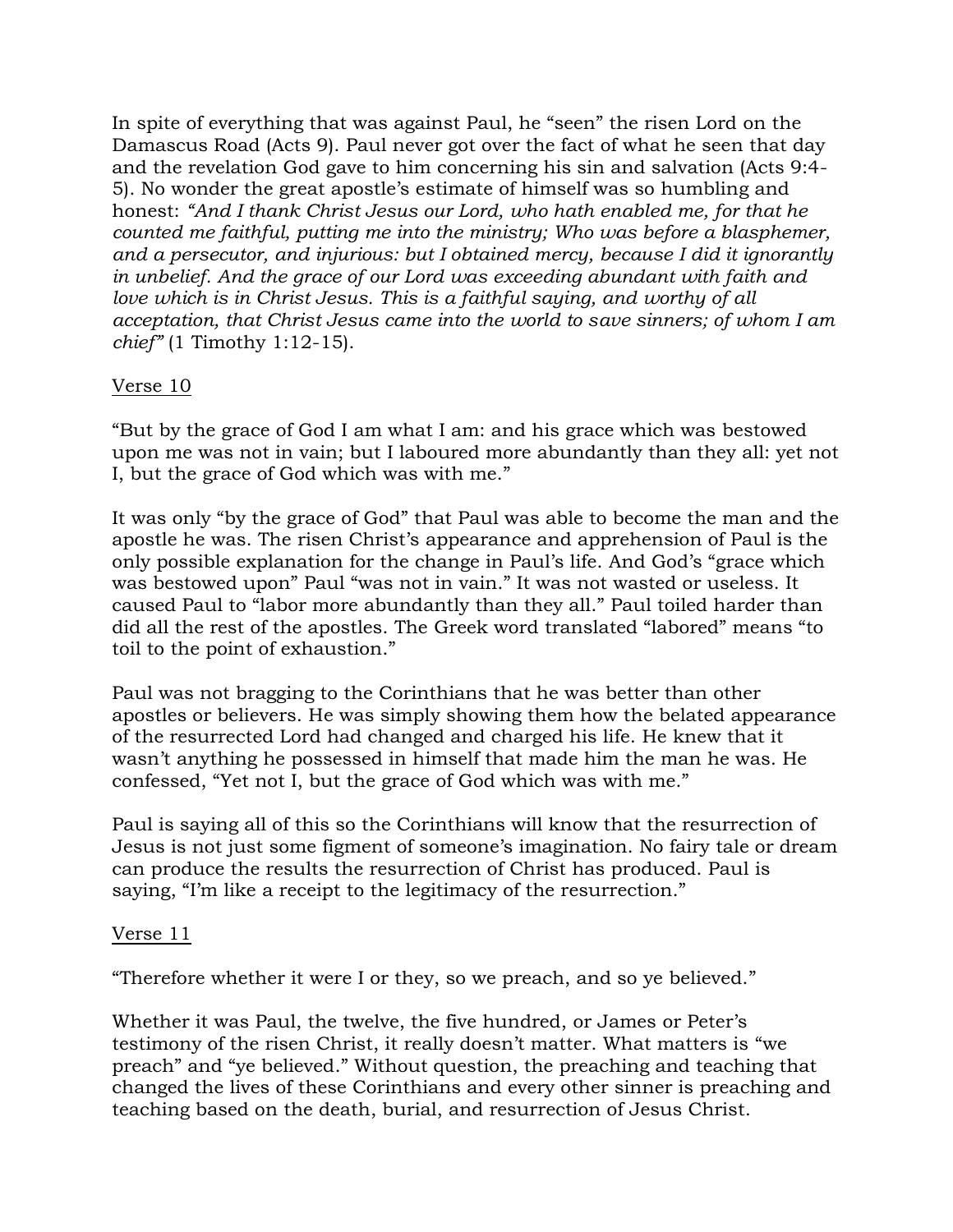In spite of everything that was against Paul, he "seen" the risen Lord on the Damascus Road (Acts 9). Paul never got over the fact of what he seen that day and the revelation God gave to him concerning his sin and salvation (Acts 9:4-5). No wonder the great apostle's estimate of himself was so humbling and honest: *"And I thank Christ Jesus our Lord, who hath enabled me, for that he counted me faithful, putting me into the ministry; Who was before a blasphemer, and a persecutor, and injurious: but I obtained mercy, because I did it ignorantly in unbelief. And the grace of our Lord was exceeding abundant with faith and love which is in Christ Jesus. This is a faithful saying, and worthy of all acceptation, that Christ Jesus came into the world to save sinners; of whom I am chief"* (1 Timothy 1:12-15).

<u>Verse 10</u>

"But by the grace of God I am what I am: and his grace which was bestowed upon me was not in vain; but I laboured more abundantly than they all: yet not I, but the grace of God which was with me."

It was only "by the grace of God" that Paul was able to become the man and the apostle he was. The risen Christ's appearance and apprehension of Paul is the only possible explanation for the change in Paul's life. And God's "grace which was bestowed upon" Paul "was not in vain." It was not wasted or useless. It caused Paul to "labor more abundantly than they all." Paul toiled harder than did all the rest of the apostles. The Greek word translated "labored" means "to toil to the point of exhaustion."

Paul was not bragging to the Corinthians that he was better than other apostles or believers. He was simply showing them how the belated appearance of the resurrected Lord had changed and charged his life. He knew that it wasn't anything he possessed in himself that made him the man he was. He confessed, "Yet not I, but the grace of God which was with me."

Paul is saying all of this so the Corinthians will know that the resurrection of Jesus is not just some figment of someone's imagination. No fairy tale or dream can produce the results the resurrection of Christ has produced. Paul is saying, "I'm like a receipt to the legitimacy of the resurrection."

<u>Verse 11</u>

"Therefore whether it were I or they, so we preach, and so ye believed."

Whether it was Paul, the twelve, the five hundred, or James or Peter's testimony of the risen Christ, it really doesn't matter. What matters is "we preach" and "ye believed." Without question, the preaching and teaching that changed the lives of these Corinthians and every other sinner is preaching and teaching based on the death, burial, and resurrection of Jesus Christ.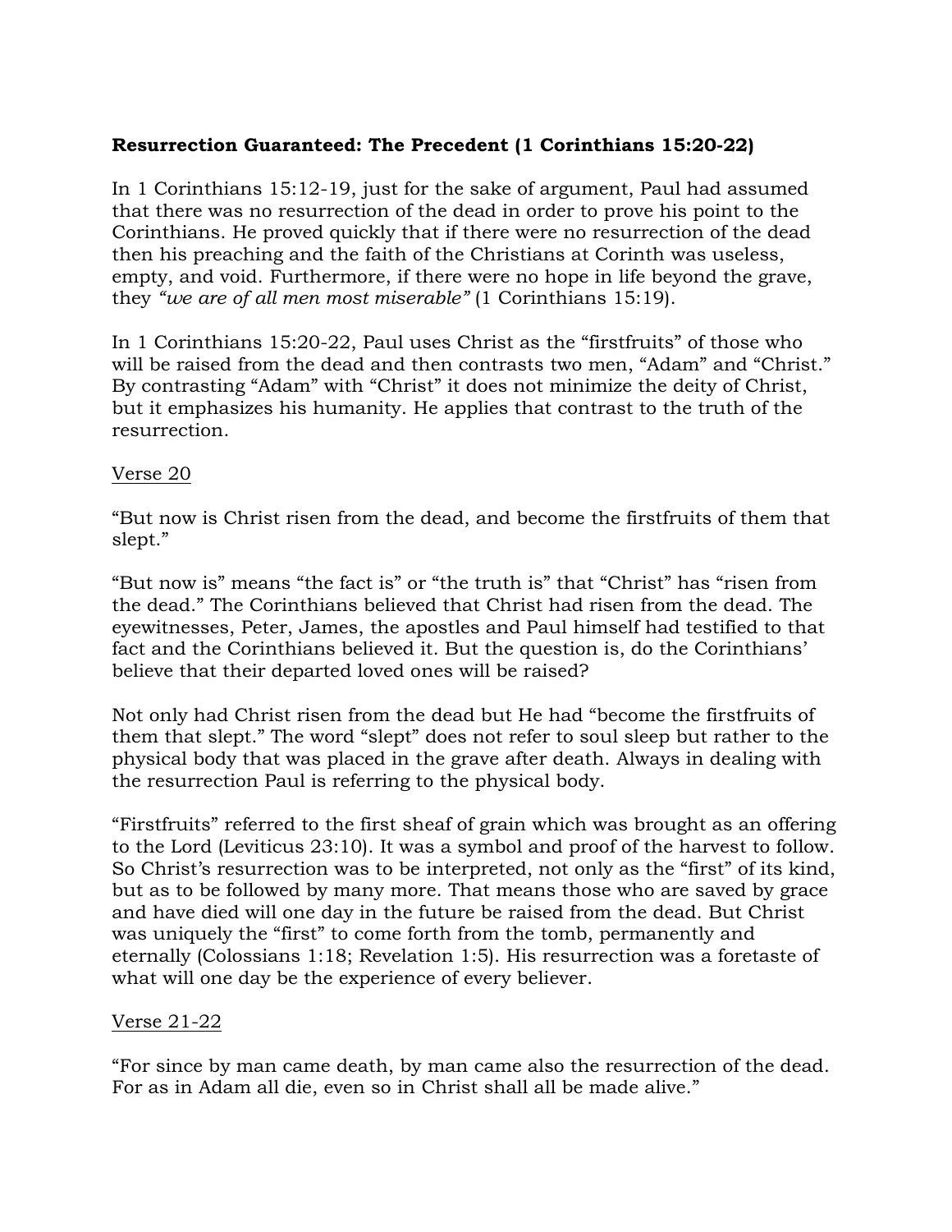**Resurrection Guaranteed: The Precedent (1 Corinthians 15:20-22)**

In 1 Corinthians 15:12-19, just for the sake of argument, Paul had assumed that there was no resurrection of the dead in order to prove his point to the Corinthians. He proved quickly that if there were no resurrection of the dead then his preaching and the faith of the Christians at Corinth was useless, empty, and void. Furthermore, if there were no hope in life beyond the grave, they *"we are of all men most miserable"* (1 Corinthians 15:19).

In 1 Corinthians 15:20-22, Paul uses Christ as the "firstfruits" of those who will be raised from the dead and then contrasts two men, "Adam" and "Christ." By contrasting "Adam" with "Christ" it does not minimize the deity of Christ, but it emphasizes his humanity. He applies that contrast to the truth of the resurrection.

<u>Verse 20</u>

"But now is Christ risen from the dead, and become the firstfruits of them that slept."

"But now is" means "the fact is" or "the truth is" that "Christ" has "risen from the dead." The Corinthians believed that Christ had risen from the dead. The eyewitnesses, Peter, James, the apostles and Paul himself had testified to that fact and the Corinthians believed it. But the question is, do the Corinthians' believe that their departed loved ones will be raised?

Not only had Christ risen from the dead but He had "become the firstfruits of them that slept." The word "slept" does not refer to soul sleep but rather to the physical body that was placed in the grave after death. Always in dealing with the resurrection Paul is referring to the physical body.

"Firstfruits" referred to the first sheaf of grain which was brought as an offering to the Lord (Leviticus 23:10). It was a symbol and proof of the harvest to follow. So Christ's resurrection was to be interpreted, not only as the "first" of its kind, but as to be followed by many more. That means those who are saved by grace and have died will one day in the future be raised from the dead. But Christ was uniquely the "first" to come forth from the tomb, permanently and eternally (Colossians 1:18; Revelation 1:5). His resurrection was a foretaste of what will one day be the experience of every believer.

<u>Verse 21-22</u>

"For since by man came death, by man came also the resurrection of the dead. For as in Adam all die, even so in Christ shall all be made alive."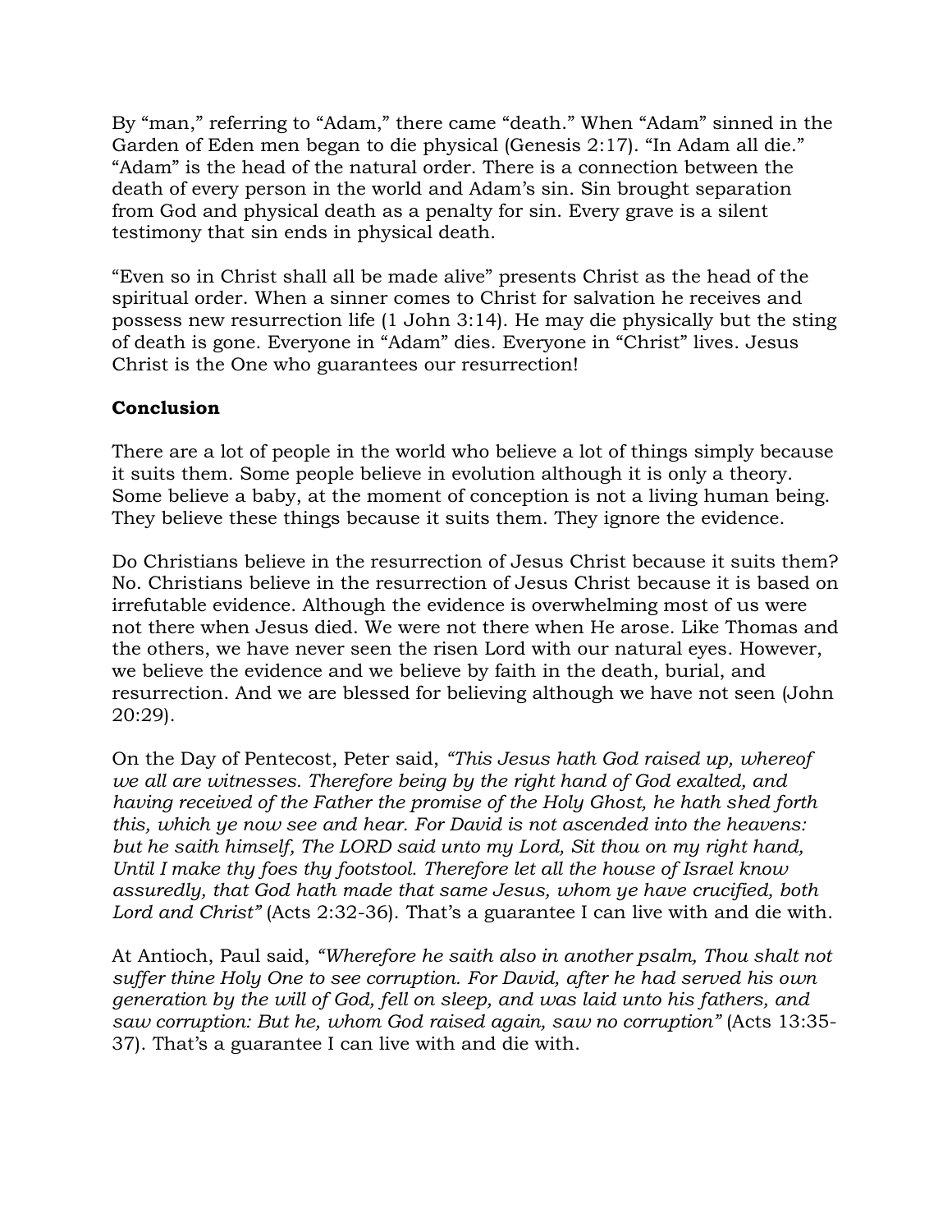By “man,” referring to “Adam,” there came “death.” When “Adam” sinned in the Garden of Eden men began to die physical (Genesis 2:17). “In Adam all die.” “Adam” is the head of the natural order. There is a connection between the death of every person in the world and Adam’s sin. Sin brought separation from God and physical death as a penalty for sin. Every grave is a silent testimony that sin ends in physical death.

“Even so in Christ shall all be made alive” presents Christ as the head of the spiritual order. When a sinner comes to Christ for salvation he receives and possess new resurrection life (1 John 3:14). He may die physically but the sting of death is gone. Everyone in “Adam” dies. Everyone in “Christ” lives. Jesus Christ is the One who guarantees our resurrection!

**Conclusion**

There are a lot of people in the world who believe a lot of things simply because it suits them. Some people believe in evolution although it is only a theory. Some believe a baby, at the moment of conception is not a living human being. They believe these things because it suits them. They ignore the evidence.

Do Christians believe in the resurrection of Jesus Christ because it suits them? No. Christians believe in the resurrection of Jesus Christ because it is based on irrefutable evidence. Although the evidence is overwhelming most of us were not there when Jesus died. We were not there when He arose. Like Thomas and the others, we have never seen the risen Lord with our natural eyes. However, we believe the evidence and we believe by faith in the death, burial, and resurrection. And we are blessed for believing although we have not seen (John 20:29).

On the Day of Pentecost, Peter said, *“This Jesus hath God raised up, whereof we all are witnesses. Therefore being by the right hand of God exalted, and having received of the Father the promise of the Holy Ghost, he hath shed forth this, which ye now see and hear. For David is not ascended into the heavens: but he saith himself, The LORD said unto my Lord, Sit thou on my right hand, Until I make thy foes thy footstool. Therefore let all the house of Israel know assuredly, that God hath made that same Jesus, whom ye have crucified, both Lord and Christ”* (Acts 2:32-36). That’s a guarantee I can live with and die with.

At Antioch, Paul said, *“Wherefore he saith also in another psalm, Thou shalt not suffer thine Holy One to see corruption. For David, after he had served his own generation by the will of God, fell on sleep, and was laid unto his fathers, and saw corruption: But he, whom God raised again, saw no corruption”* (Acts 13:35-37). That’s a guarantee I can live with and die with.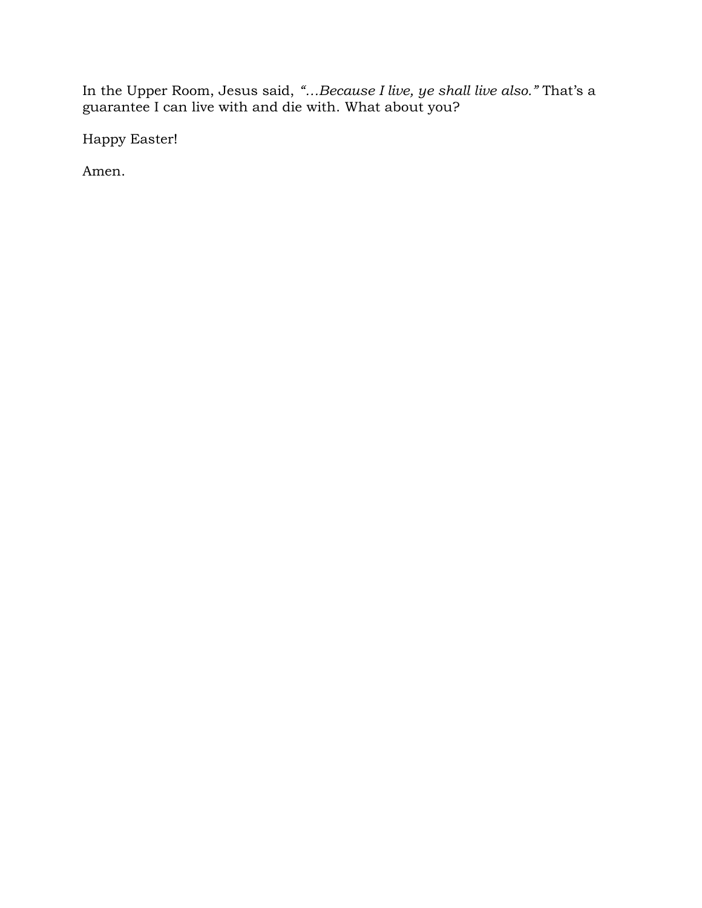In the Upper Room, Jesus said, *"…Because I live, ye shall live also."* That's a guarantee I can live with and die with. What about you?

Happy Easter!

Amen.